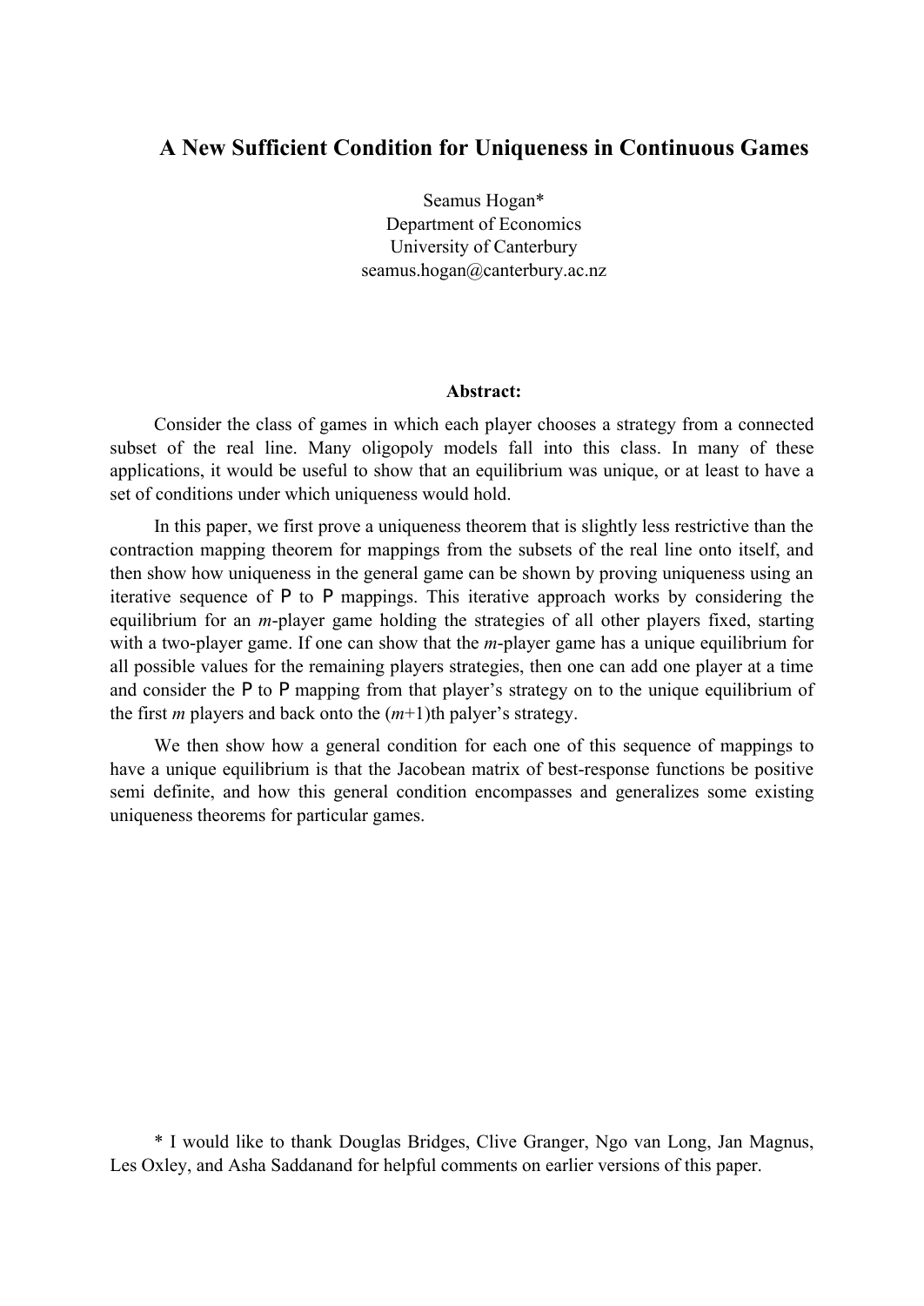# A New Sufficient Condition for Uniqueness in Continuous Games

Seamus Hogan*
Department of Economics
University of Canterbury
seamus.hogan@canterbury.ac.nz

**Abstract:**

Consider the class of games in which each player chooses a strategy from a connected subset of the real line. Many oligopoly models fall into this class. In many of these applications, it would be useful to show that an equilibrium was unique, or at least to have a set of conditions under which uniqueness would hold.

In this paper, we first prove a uniqueness theorem that is slightly less restrictive than the contraction mapping theorem for mappings from the subsets of the real line onto itself, and then show how uniqueness in the general game can be shown by proving uniqueness using an iterative sequence of P to P mappings. This iterative approach works by considering the equilibrium for an *m*-player game holding the strategies of all other players fixed, starting with a two-player game. If one can show that the *m*-player game has a unique equilibrium for all possible values for the remaining players strategies, then one can add one player at a time and consider the P to P mapping from that player's strategy on to the unique equilibrium of the first *m* players and back onto the (*m*+1)th palyer's strategy.

We then show how a general condition for each one of this sequence of mappings to have a unique equilibrium is that the Jacobean matrix of best-response functions be positive semi definite, and how this general condition encompasses and generalizes some existing uniqueness theorems for particular games.

\* I would like to thank Douglas Bridges, Clive Granger, Ngo van Long, Jan Magnus, Les Oxley, and Asha Saddanand for helpful comments on earlier versions of this paper.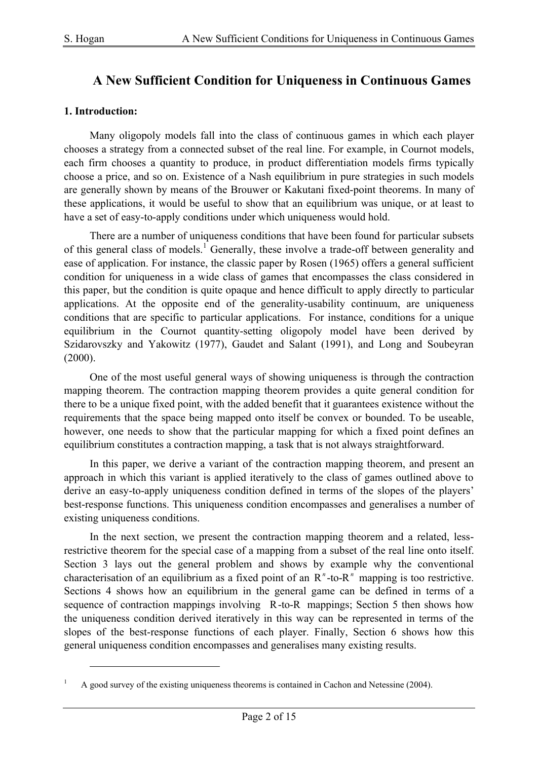# A New Sufficient Condition for Uniqueness in Continuous Games

### 1. Introduction:

Many oligopoly models fall into the class of continuous games in which each player chooses a strategy from a connected subset of the real line. For example, in Cournot models, each firm chooses a quantity to produce, in product differentiation models firms typically choose a price, and so on. Existence of a Nash equilibrium in pure strategies in such models are generally shown by means of the Brouwer or Kakutani fixed-point theorems. In many of these applications, it would be useful to show that an equilibrium was unique, or at least to have a set of easy-to-apply conditions under which uniqueness would hold.

There are a number of uniqueness conditions that have been found for particular subsets of this general class of models.[1] Generally, these involve a trade-off between generality and ease of application. For instance, the classic paper by Rosen (1965) offers a general sufficient condition for uniqueness in a wide class of games that encompasses the class considered in this paper, but the condition is quite opaque and hence difficult to apply directly to particular applications. At the opposite end of the generality-usability continuum, are uniqueness conditions that are specific to particular applications. For instance, conditions for a unique equilibrium in the Cournot quantity-setting oligopoly model have been derived by Szidarovszky and Yakowitz (1977), Gaudet and Salant (1991), and Long and Soubeyran (2000).

One of the most useful general ways of showing uniqueness is through the contraction mapping theorem. The contraction mapping theorem provides a quite general condition for there to be a unique fixed point, with the added benefit that it guarantees existence without the requirements that the space being mapped onto itself be convex or bounded. To be useable, however, one needs to show that the particular mapping for which a fixed point defines an equilibrium constitutes a contraction mapping, a task that is not always straightforward.

In this paper, we derive a variant of the contraction mapping theorem, and present an approach in which this variant is applied iteratively to the class of games outlined above to derive an easy-to-apply uniqueness condition defined in terms of the slopes of the players' best-response functions. This uniqueness condition encompasses and generalises a number of existing uniqueness conditions.

In the next section, we present the contraction mapping theorem and a related, less-restrictive theorem for the special case of a mapping from a subset of the real line onto itself. Section 3 lays out the general problem and shows by example why the conventional characterisation of an equilibrium as a fixed point of an $R^n$-to-$R^n$ mapping is too restrictive. Sections 4 shows how an equilibrium in the general game can be defined in terms of a sequence of contraction mappings involving $R$-to-$R$ mappings; Section 5 then shows how the uniqueness condition derived iteratively in this way can be represented in terms of the slopes of the best-response functions of each player. Finally, Section 6 shows how this general uniqueness condition encompasses and generalises many existing results.

[1] A good survey of the existing uniqueness theorems is contained in Cachon and Netessine (2004).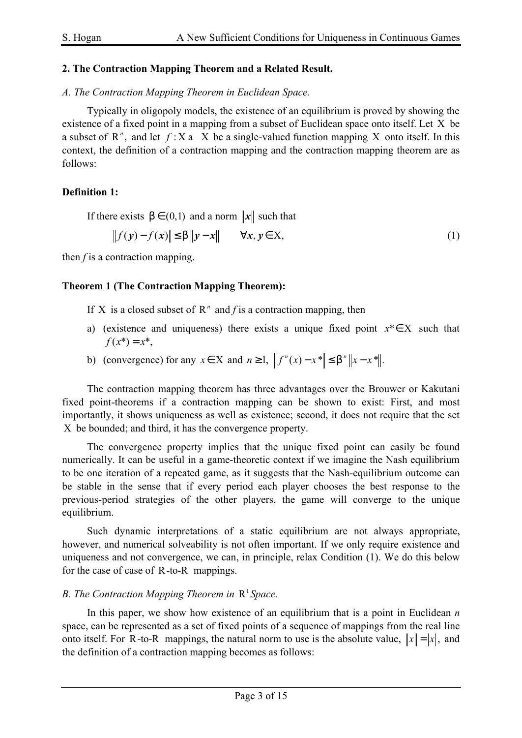## 2. The Contraction Mapping Theorem and a Related Result.

*A. The Contraction Mapping Theorem in Euclidean Space.*

Typically in oligopoly models, the existence of an equilibrium is proved by showing the existence of a fixed point in a mapping from a subset of Euclidean space onto itself. Let $\mathrm{X}$ be a subset of $\mathrm{R}^n$, and let $f : \mathrm{X} \mapsto \mathrm{X}$ be a single-valued function mapping $\mathrm{X}$ onto itself. In this context, the definition of a contraction mapping and the contraction mapping theorem are as follows:

**Definition 1:**

If there exists $\beta \in (0,1)$ and a norm $\|\boldsymbol{x}\|$ such that

$$\|f(\boldsymbol{y}) - f(\boldsymbol{x})\| \leq \beta \|\boldsymbol{y} - \boldsymbol{x}\| \qquad \forall \boldsymbol{x}, \boldsymbol{y} \in \mathrm{X}, \tag{1}$$

then *f* is a contraction mapping.

**Theorem 1 (The Contraction Mapping Theorem):**

If $\mathrm{X}$ is a closed subset of $\mathrm{R}^n$ and *f* is a contraction mapping, then

a) (existence and uniqueness) there exists a unique fixed point $x^* \in \mathrm{X}$ such that $f(x^*) = x^*$,

b) (convergence) for any $x \in \mathrm{X}$ and $n \geq 1$, $\left\| f^n(x) - x^* \right\| \leq \beta^n \left\| x - x^* \right\|.$

The contraction mapping theorem has three advantages over the Brouwer or Kakutani fixed point-theorems if a contraction mapping can be shown to exist: First, and most importantly, it shows uniqueness as well as existence; second, it does not require that the set $\mathrm{X}$ be bounded; and third, it has the convergence property.

The convergence property implies that the unique fixed point can easily be found numerically. It can be useful in a game-theoretic context if we imagine the Nash equilibrium to be one iteration of a repeated game, as it suggests that the Nash-equilibrium outcome can be stable in the sense that if every period each player chooses the best response to the previous-period strategies of the other players, the game will converge to the unique equilibrium.

Such dynamic interpretations of a static equilibrium are not always appropriate, however, and numerical solveability is not often important. If we only require existence and uniqueness and not convergence, we can, in principle, relax Condition (1). We do this below for the case of case of $\mathrm{R}$-to-$\mathrm{R}$ mappings.

*B. The Contraction Mapping Theorem in $\mathrm{R}^1$ Space.*

In this paper, we show how existence of an equilibrium that is a point in Euclidean *n* space, can be represented as a set of fixed points of a sequence of mappings from the real line onto itself. For $\mathrm{R}$-to-$\mathrm{R}$ mappings, the natural norm to use is the absolute value, $\|x\| = |x|$, and the definition of a contraction mapping becomes as follows: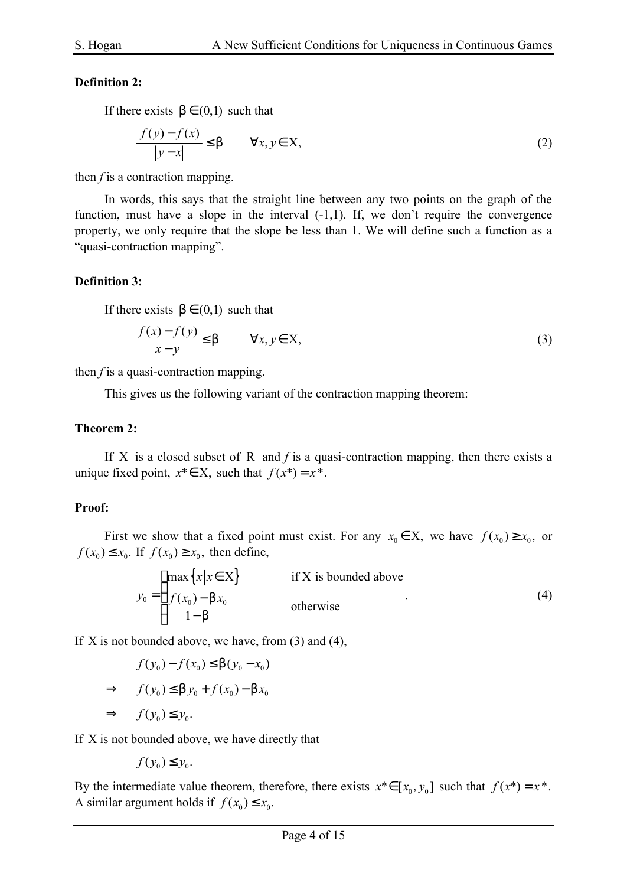**Definition 2:**

If there exists $\beta \in (0,1)$ such that

$$\frac{|f(y) - f(x)|}{|y - x|} \leq \beta \qquad \forall x, y \in X, \tag{2}$$

then *f* is a contraction mapping.

In words, this says that the straight line between any two points on the graph of the function, must have a slope in the interval (-1,1). If, we don't require the convergence property, we only require that the slope be less than 1. We will define such a function as a "quasi-contraction mapping".

**Definition 3:**

If there exists $\beta \in (0,1)$ such that

$$\frac{f(x) - f(y)}{x - y} \leq \beta \qquad \forall x, y \in X, \tag{3}$$

then *f* is a quasi-contraction mapping.

This gives us the following variant of the contraction mapping theorem:

**Theorem 2:**

If $X$ is a closed subset of $R$ and *f* is a quasi-contraction mapping, then there exists a unique fixed point, $x^* \in X$, such that $f(x^*) = x^*$.

**Proof:**

First we show that a fixed point must exist. For any $x_0 \in X$, we have $f(x_0) \geq x_0$, or $f(x_0) \leq x_0$. If $f(x_0) \geq x_0$, then define,

$$y_0 = \begin{cases} \max\{x | x \in X\} & \text{if X is bounded above} \\ \dfrac{f(x_0) - \beta x_0}{1 - \beta} & \text{otherwise} \end{cases}. \tag{4}$$

If $X$ is not bounded above, we have, from (3) and (4),

$$f(y_0) - f(x_0) \leq \beta(y_0 - x_0)$$

$$\Rightarrow \quad f(y_0) \leq \beta y_0 + f(x_0) - \beta x_0$$

$$\Rightarrow \quad f(y_0) \leq y_0.$$

If $X$ is not bounded above, we have directly that

$$f(y_0) \leq y_0.$$

By the intermediate value theorem, therefore, there exists $x^* \in [x_0, y_0]$ such that $f(x^*) = x^*$. A similar argument holds if $f(x_0) \leq x_0$.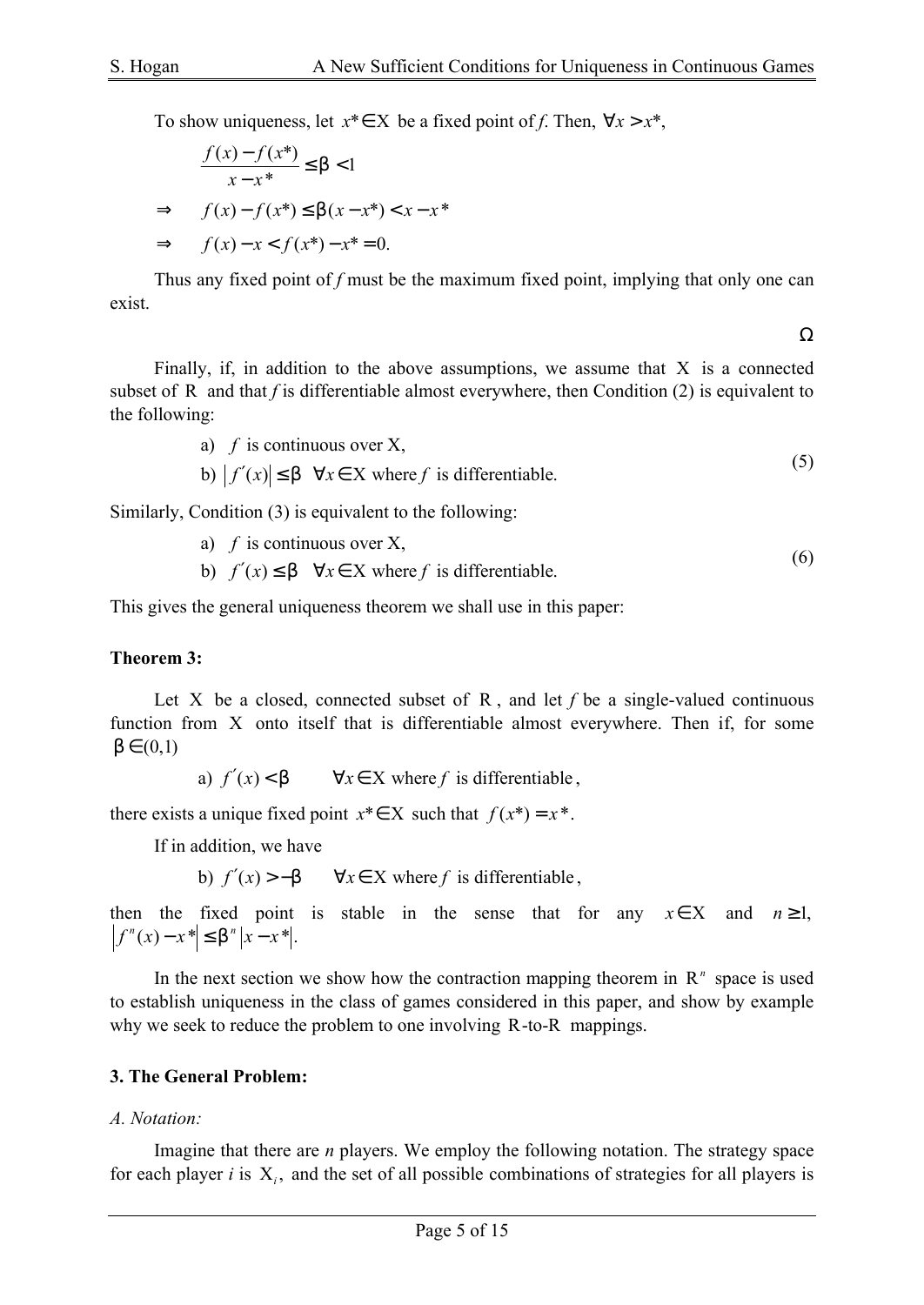To show uniqueness, let $x^* \in X$ be a fixed point of *f*. Then, $\forall x > x^*$,

$$\frac{f(x) - f(x^*)}{x - x^*} \leq \beta < 1$$

$$\Rightarrow \quad f(x) - f(x^*) \leq \beta(x - x^*) < x - x^*$$

$$\Rightarrow \quad f(x) - x < f(x^*) - x^* = 0.$$

Thus any fixed point of *f* must be the maximum fixed point, implying that only one can exist.

$\Omega$

Finally, if, in addition to the above assumptions, we assume that $X$ is a connected subset of $R$ and that *f* is differentiable almost everywhere, then Condition (2) is equivalent to the following:

$$\begin{aligned}
&\text{a)} \;\; f \text{ is continuous over X,} \\
&\text{b)} \;\; \left| f'(x) \right| \leq \beta \;\; \forall x \in X \text{ where } f \text{ is differentiable.}
\end{aligned} \tag{5}$$

Similarly, Condition (3) is equivalent to the following:

$$\begin{aligned}
&\text{a)} \;\; f \text{ is continuous over X,} \\
&\text{b)} \;\; f'(x) \leq \beta \;\; \forall x \in X \text{ where } f \text{ is differentiable.}
\end{aligned} \tag{6}$$

This gives the general uniqueness theorem we shall use in this paper:

**Theorem 3:**

Let $X$ be a closed, connected subset of $R$, and let *f* be a single-valued continuous function from $X$ onto itself that is differentiable almost everywhere. Then if, for some $\beta \in (0,1)$

a) $f'(x) < \beta \qquad \forall x \in X$ where $f$ is differentiable,

there exists a unique fixed point $x^* \in X$ such that $f(x^*) = x^*$.

If in addition, we have

b) $f'(x) > -\beta \qquad \forall x \in X$ where $f$ is differentiable,

then the fixed point is stable in the sense that for any $x \in X$ and $n \geq 1$, $\left| f^n(x) - x^* \right| \leq \beta^n \left| x - x^* \right|$.

In the next section we show how the contraction mapping theorem in $R^n$ space is used to establish uniqueness in the class of games considered in this paper, and show by example why we seek to reduce the problem to one involving $R$-to-$R$ mappings.

### 3. The General Problem:

*A. Notation:*

Imagine that there are *n* players. We employ the following notation. The strategy space for each player *i* is $X_i$, and the set of all possible combinations of strategies for all players is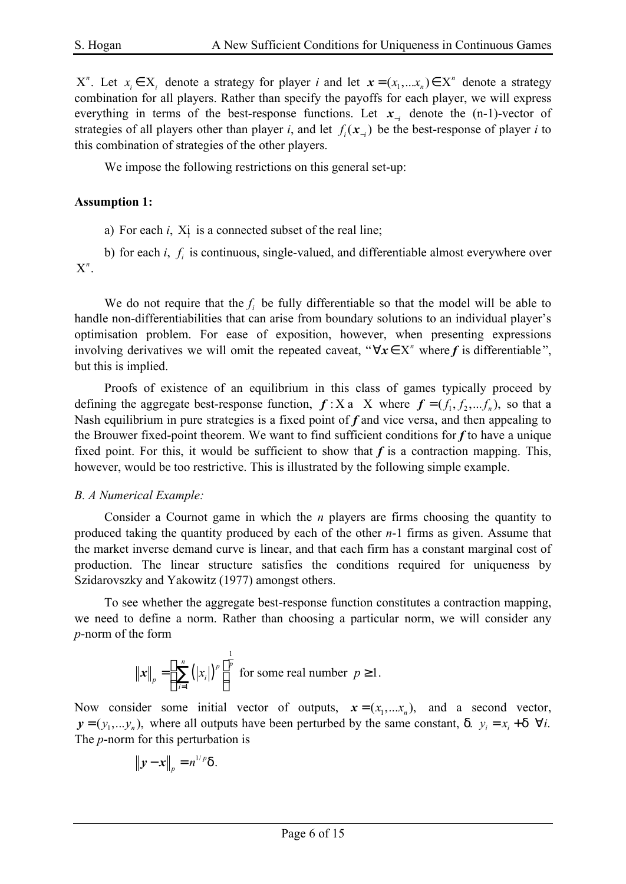$X^n$. Let $x_i \in X_i$ denote a strategy for player *i* and let $\boldsymbol{x} = (x_1, \ldots x_n) \in X^n$ denote a strategy combination for all players. Rather than specify the payoffs for each player, we will express everything in terms of the best-response functions. Let $\boldsymbol{x}_{-i}$ denote the (n-1)-vector of strategies of all players other than player *i*, and let $f_i(\boldsymbol{x}_{-i})$ be the best-response of player *i* to this combination of strategies of the other players.

We impose the following restrictions on this general set-up:

**Assumption 1:**

a) For each *i*, $X_i$ is a connected subset of the real line;

b) for each *i*, $f_i$ is continuous, single-valued, and differentiable almost everywhere over $X^n$.

We do not require that the $f_i$ be fully differentiable so that the model will be able to handle non-differentiabilities that can arise from boundary solutions to an individual player's optimisation problem. For ease of exposition, however, when presenting expressions involving derivatives we will omit the repeated caveat, "$\forall \boldsymbol{x} \in X^n$ where $\boldsymbol{f}$ is differentiable", but this is implied.

Proofs of existence of an equilibrium in this class of games typically proceed by defining the aggregate best-response function, $\boldsymbol{f} : X \mapsto X$ where $\boldsymbol{f} = (f_1, f_2, \ldots f_n)$, so that a Nash equilibrium in pure strategies is a fixed point of $\boldsymbol{f}$ and vice versa, and then appealing to the Brouwer fixed-point theorem. We want to find sufficient conditions for $\boldsymbol{f}$ to have a unique fixed point. For this, it would be sufficient to show that $\boldsymbol{f}$ is a contraction mapping. This, however, would be too restrictive. This is illustrated by the following simple example.

*B. A Numerical Example:*

Consider a Cournot game in which the *n* players are firms choosing the quantity to produced taking the quantity produced by each of the other *n*-1 firms as given. Assume that the market inverse demand curve is linear, and that each firm has a constant marginal cost of production. The linear structure satisfies the conditions required for uniqueness by Szidarovszky and Yakowitz (1977) amongst others.

To see whether the aggregate best-response function constitutes a contraction mapping, we need to define a norm. Rather than choosing a particular norm, we will consider any *p*-norm of the form

$$\|\boldsymbol{x}\|_p = \left(\sum_{i=1}^{n} \left(|x_i|\right)^p\right)^{\frac{1}{p}} \text{ for some real number } p \geq 1.$$

Now consider some initial vector of outputs, $\boldsymbol{x} = (x_1, \ldots x_n)$, and a second vector, $\boldsymbol{y} = (y_1, \ldots y_n)$, where all outputs have been perturbed by the same constant, $\delta$. $y_i = x_i + \delta \;\; \forall i$. The *p*-norm for this perturbation is

$$\|\boldsymbol{y} - \boldsymbol{x}\|_p = n^{1/p}\delta.$$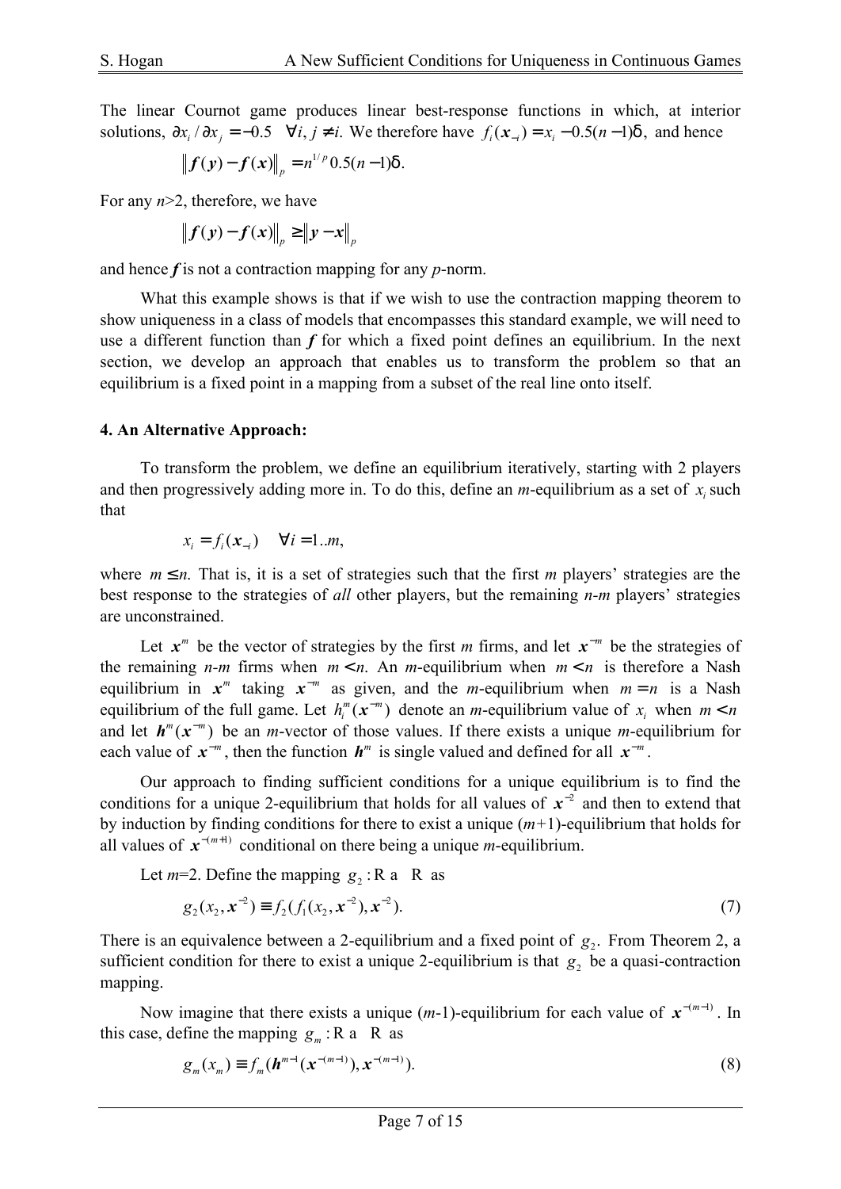The linear Cournot game produces linear best-response functions in which, at interior solutions, $\partial x_i / \partial x_j = -0.5 \quad \forall i, j \neq i$. We therefore have $f_i(\boldsymbol{x}_{-i}) = x_i - 0.5(n-1)\delta$, and hence

$$\left\| \boldsymbol{f}(\boldsymbol{y}) - \boldsymbol{f}(\boldsymbol{x}) \right\|_p = n^{1/p} 0.5(n-1)\delta.$$

For any $n>2$, therefore, we have

$$\left\| \boldsymbol{f}(\boldsymbol{y}) - \boldsymbol{f}(\boldsymbol{x}) \right\|_p \geq \left\| \boldsymbol{y} - \boldsymbol{x} \right\|_p$$

and hence $\boldsymbol{f}$ is not a contraction mapping for any $p$-norm.

What this example shows is that if we wish to use the contraction mapping theorem to show uniqueness in a class of models that encompasses this standard example, we will need to use a different function than $\boldsymbol{f}$ for which a fixed point defines an equilibrium. In the next section, we develop an approach that enables us to transform the problem so that an equilibrium is a fixed point in a mapping from a subset of the real line onto itself.

## 4. An Alternative Approach:

To transform the problem, we define an equilibrium iteratively, starting with 2 players and then progressively adding more in. To do this, define an $m$-equilibrium as a set of $x_i$ such that

$$x_i = f_i(\boldsymbol{x}_{-i}) \quad \forall i = 1..m,$$

where $m \leq n$. That is, it is a set of strategies such that the first $m$ players' strategies are the best response to the strategies of *all* other players, but the remaining $n$-$m$ players' strategies are unconstrained.

Let $\boldsymbol{x}^m$ be the vector of strategies by the first $m$ firms, and let $\boldsymbol{x}^{-m}$ be the strategies of the remaining $n$-$m$ firms when $m < n$. An $m$-equilibrium when $m < n$ is therefore a Nash equilibrium in $\boldsymbol{x}^m$ taking $\boldsymbol{x}^{-m}$ as given, and the $m$-equilibrium when $m = n$ is a Nash equilibrium of the full game. Let $h_i^m(\boldsymbol{x}^{-m})$ denote an $m$-equilibrium value of $x_i$ when $m < n$ and let $\boldsymbol{h}^m(\boldsymbol{x}^{-m})$ be an $m$-vector of those values. If there exists a unique $m$-equilibrium for each value of $\boldsymbol{x}^{-m}$, then the function $\boldsymbol{h}^m$ is single valued and defined for all $\boldsymbol{x}^{-m}$.

Our approach to finding sufficient conditions for a unique equilibrium is to find the conditions for a unique 2-equilibrium that holds for all values of $\boldsymbol{x}^{-2}$ and then to extend that by induction by finding conditions for there to exist a unique ($m$+1)-equilibrium that holds for all values of $\boldsymbol{x}^{-(m+1)}$ conditional on there being a unique $m$-equilibrium.

Let $m$=2. Define the mapping $g_2 : \mathbb{R} \mapsto \mathbb{R}$ as

$$g_2(x_2, \boldsymbol{x}^{-2}) \equiv f_2(f_1(x_2, \boldsymbol{x}^{-2}), \boldsymbol{x}^{-2}). \tag{7}$$

There is an equivalence between a 2-equilibrium and a fixed point of $g_2$. From Theorem 2, a sufficient condition for there to exist a unique 2-equilibrium is that $g_2$ be a quasi-contraction mapping.

Now imagine that there exists a unique ($m$-1)-equilibrium for each value of $\boldsymbol{x}^{-(m-1)}$. In this case, define the mapping $g_m : \mathbb{R} \mapsto \mathbb{R}$ as

$$g_m(x_m) \equiv f_m(\boldsymbol{h}^{m-1}(\boldsymbol{x}^{-(m-1)}), \boldsymbol{x}^{-(m-1)}). \tag{8}$$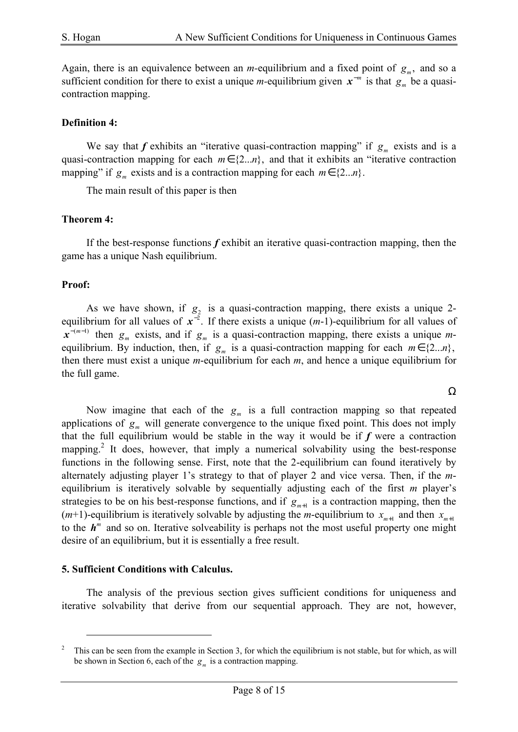Again, there is an equivalence between an *m*-equilibrium and a fixed point of $g_m$, and so a sufficient condition for there to exist a unique *m*-equilibrium given $\boldsymbol{x}^{-m}$ is that $g_m$ be a quasi-contraction mapping.

**Definition 4:**

We say that $\boldsymbol{f}$ exhibits an "iterative quasi-contraction mapping" if $g_m$ exists and is a quasi-contraction mapping for each $m \in \{2...n\}$, and that it exhibits an "iterative contraction mapping" if $g_m$ exists and is a contraction mapping for each $m \in \{2...n\}$.

The main result of this paper is then

**Theorem 4:**

If the best-response functions $\boldsymbol{f}$ exhibit an iterative quasi-contraction mapping, then the game has a unique Nash equilibrium.

**Proof:**

As we have shown, if $g_2$ is a quasi-contraction mapping, there exists a unique 2-equilibrium for all values of $\boldsymbol{x}^{-2}$. If there exists a unique (*m*-1)-equilibrium for all values of $\boldsymbol{x}^{-(m-1)}$ then $g_m$ exists, and if $g_m$ is a quasi-contraction mapping, there exists a unique *m*-equilibrium. By induction, then, if $g_m$ is a quasi-contraction mapping for each $m \in \{2...n\}$, then there must exist a unique *m*-equilibrium for each *m*, and hence a unique equilibrium for the full game.

Ω

Now imagine that each of the $g_m$ is a full contraction mapping so that repeated applications of $g_m$ will generate convergence to the unique fixed point. This does not imply that the full equilibrium would be stable in the way it would be if $\boldsymbol{f}$ were a contraction mapping.[2] It does, however, that imply a numerical solvability using the best-response functions in the following sense. First, note that the 2-equilibrium can found iteratively by alternately adjusting player 1's strategy to that of player 2 and vice versa. Then, if the *m*-equilibrium is iteratively solvable by sequentially adjusting each of the first *m* player's strategies to be on his best-response functions, and if $g_{m+1}$ is a contraction mapping, then the (*m*+1)-equilibrium is iteratively solvable by adjusting the *m*-equilibrium to $x_{m+1}$ and then $x_{m+1}$ to the $\boldsymbol{h}^m$ and so on. Iterative solveability is perhaps not the most useful property one might desire of an equilibrium, but it is essentially a free result.

## 5. Sufficient Conditions with Calculus.

The analysis of the previous section gives sufficient conditions for uniqueness and iterative solvability that derive from our sequential approach. They are not, however,

[2] This can be seen from the example in Section 3, for which the equilibrium is not stable, but for which, as will be shown in Section 6, each of the $g_m$ is a contraction mapping.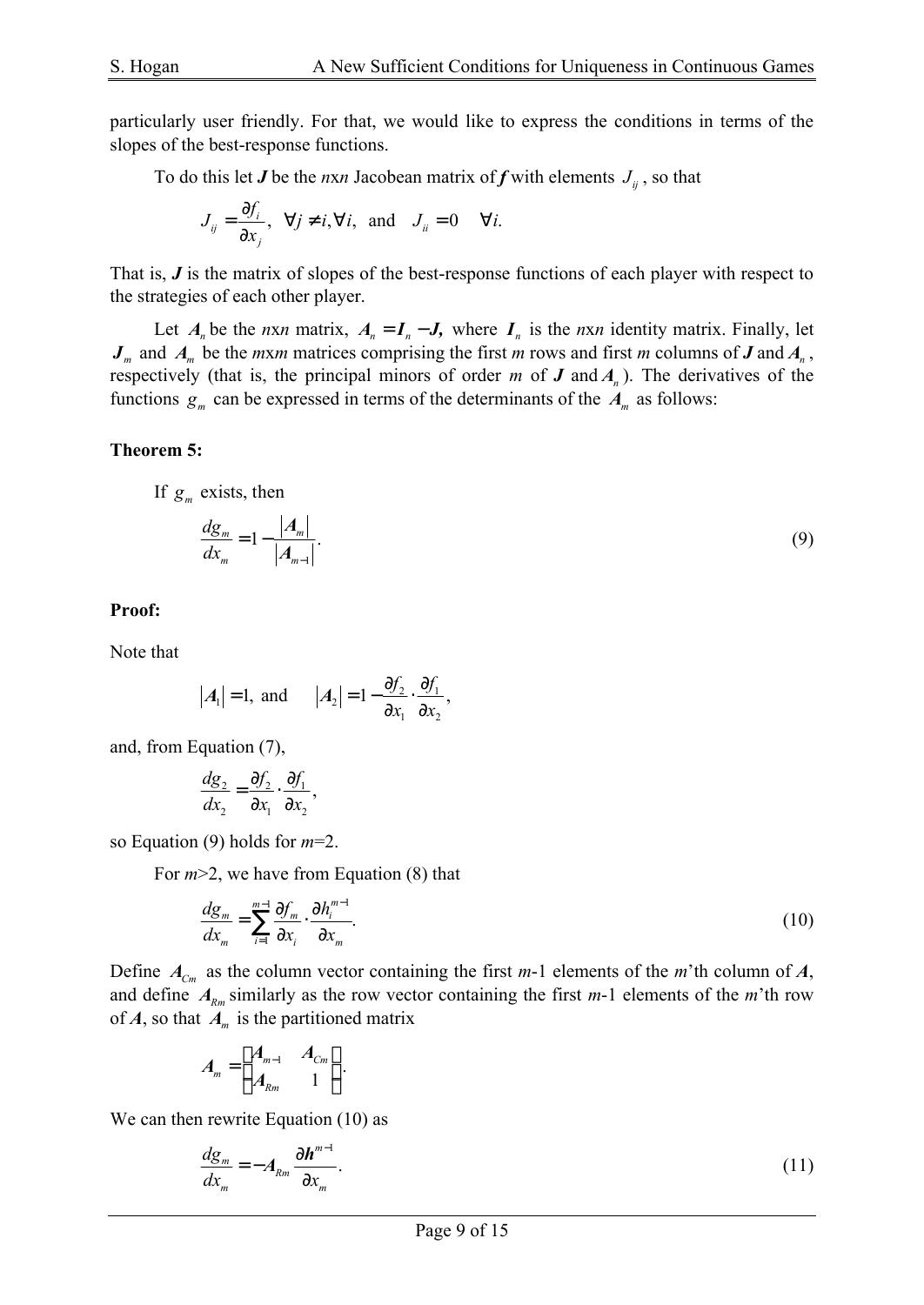particularly user friendly. For that, we would like to express the conditions in terms of the slopes of the best-response functions.

To do this let $\boldsymbol{J}$ be the $n$x$n$ Jacobean matrix of $\boldsymbol{f}$ with elements $J_{ij}$, so that

$$J_{ij} = \frac{\partial f_i}{\partial x_j}, \ \ \forall j \neq i, \forall i, \ \text{ and } \ J_{ii} = 0 \quad \forall i.$$

That is, $\boldsymbol{J}$ is the matrix of slopes of the best-response functions of each player with respect to the strategies of each other player.

Let $\boldsymbol{A}_n$ be the $n$x$n$ matrix, $\boldsymbol{A}_n = \boldsymbol{I}_n - \boldsymbol{J},$ where $\boldsymbol{I}_n$ is the $n$x$n$ identity matrix. Finally, let $\boldsymbol{J}_m$ and $\boldsymbol{A}_m$ be the $m$x$m$ matrices comprising the first $m$ rows and first $m$ columns of $\boldsymbol{J}$ and $\boldsymbol{A}_n$, respectively (that is, the principal minors of order $m$ of $\boldsymbol{J}$ and $\boldsymbol{A}_n$). The derivatives of the functions $g_m$ can be expressed in terms of the determinants of the $\boldsymbol{A}_m$ as follows:

**Theorem 5:**

If $g_m$ exists, then

$$\frac{dg_m}{dx_m} = 1 - \frac{|\boldsymbol{A}_m|}{|\boldsymbol{A}_{m-1}|}. \tag{9}$$

**Proof:**

Note that

$$|\boldsymbol{A}_1| = 1, \text{ and } \quad |\boldsymbol{A}_2| = 1 - \frac{\partial f_2}{\partial x_1} \cdot \frac{\partial f_1}{\partial x_2},$$

and, from Equation (7),

$$\frac{dg_2}{dx_2} = \frac{\partial f_2}{\partial x_1} \cdot \frac{\partial f_1}{\partial x_2},$$

so Equation (9) holds for $m$=2.

For $m$>2, we have from Equation (8) that

$$\frac{dg_m}{dx_m} = \sum_{i=1}^{m-1} \frac{\partial f_m}{\partial x_i} \cdot \frac{\partial h_i^{m-1}}{\partial x_m}. \tag{10}$$

Define $\boldsymbol{A}_{Cm}$ as the column vector containing the first $m$-1 elements of the $m$'th column of $\boldsymbol{A}$, and define $\boldsymbol{A}_{Rm}$ similarly as the row vector containing the first $m$-1 elements of the $m$'th row of $\boldsymbol{A}$, so that $\boldsymbol{A}_m$ is the partitioned matrix

$$\boldsymbol{A}_m = \begin{bmatrix} \boldsymbol{A}_{m-1} & \boldsymbol{A}_{Cm} \\ \boldsymbol{A}_{Rm} & 1 \end{bmatrix}.$$

We can then rewrite Equation (10) as

$$\frac{dg_m}{dx_m} = -\boldsymbol{A}_{Rm} \frac{\partial \boldsymbol{h}^{m-1}}{\partial x_m}. \tag{11}$$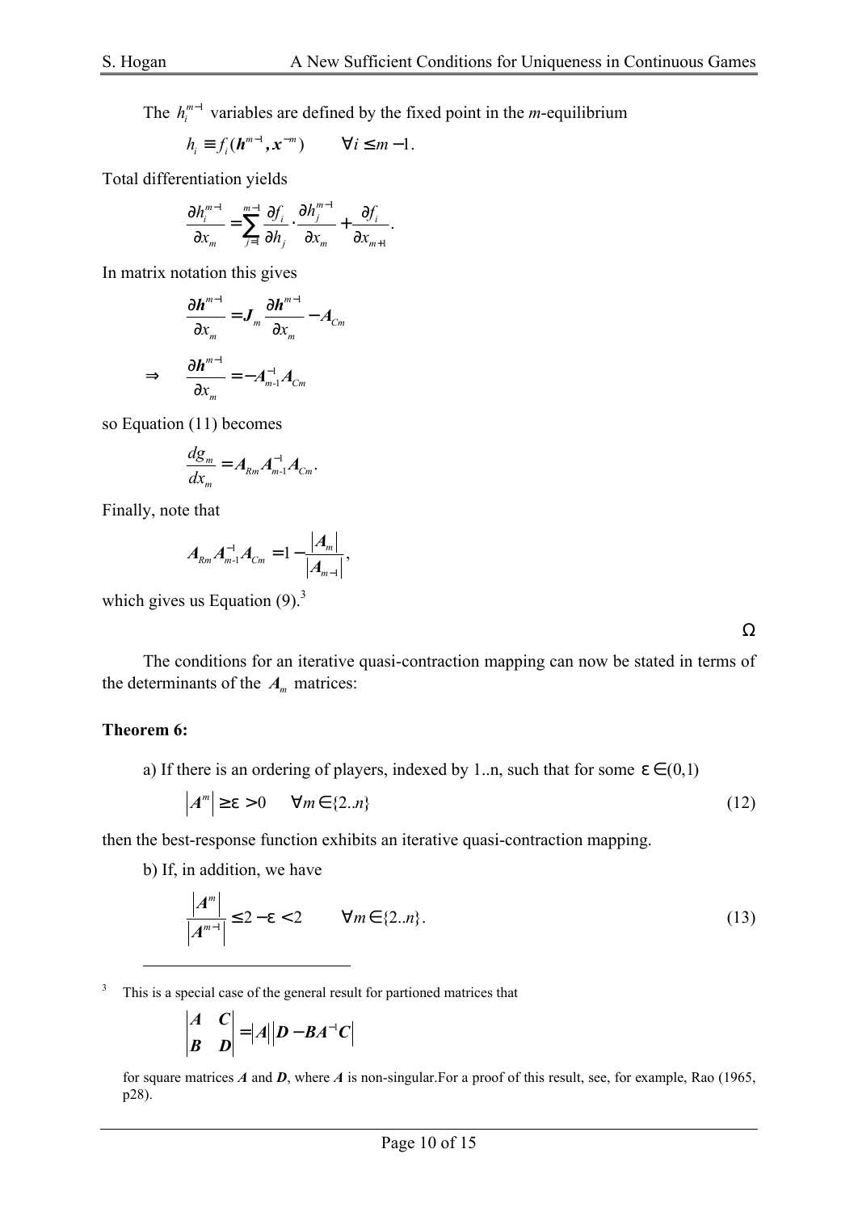The $h_i^{m-1}$ variables are defined by the fixed point in the *m*-equilibrium

$$h_i \equiv f_i(\boldsymbol{h}^{m-1}, \boldsymbol{x}^{-m}) \qquad \forall i \leq m-1.$$

Total differentiation yields

$$\frac{\partial h_i^{m-1}}{\partial x_m} = \sum_{j=1}^{m-1} \frac{\partial f_i}{\partial h_j} \cdot \frac{\partial h_j^{m-1}}{\partial x_m} + \frac{\partial f_i}{\partial x_{m+1}}.$$

In matrix notation this gives

$$\frac{\partial \boldsymbol{h}^{m-1}}{\partial x_m} = \boldsymbol{J}_m \frac{\partial \boldsymbol{h}^{m-1}}{\partial x_m} - \boldsymbol{A}_{Cm}$$

$$\Rightarrow \quad \frac{\partial \boldsymbol{h}^{m-1}}{\partial x_m} = -\boldsymbol{A}_{m-1}^{-1} \boldsymbol{A}_{Cm}$$

so Equation (11) becomes

$$\frac{dg_m}{dx_m} = \boldsymbol{A}_{Rm} \boldsymbol{A}_{m-1}^{-1} \boldsymbol{A}_{Cm}.$$

Finally, note that

$$\boldsymbol{A}_{Rm} \boldsymbol{A}_{m-1}^{-1} \boldsymbol{A}_{Cm} = 1 - \frac{|\boldsymbol{A}_m|}{|\boldsymbol{A}_{m-1}|},$$

which gives us Equation (9).[3]

Ω

The conditions for an iterative quasi-contraction mapping can now be stated in terms of the determinants of the $\boldsymbol{A}_m$ matrices:

**Theorem 6:**

a) If there is an ordering of players, indexed by 1..n, such that for some $\varepsilon \in (0,1)$

$$|\boldsymbol{A}^m| \geq \varepsilon > 0 \quad \forall m \in \{2..n\} \tag{12}$$

then the best-response function exhibits an iterative quasi-contraction mapping.

b) If, in addition, we have

$$\frac{|\boldsymbol{A}^m|}{|\boldsymbol{A}^{m-1}|} \leq 2 - \varepsilon < 2 \qquad \forall m \in \{2..n\}. \tag{13}$$

---

[3] This is a special case of the general result for partioned matrices that

$$\begin{vmatrix} \boldsymbol{A} & \boldsymbol{C} \\ \boldsymbol{B} & \boldsymbol{D} \end{vmatrix} = |\boldsymbol{A}| \left| \boldsymbol{D} - \boldsymbol{B}\boldsymbol{A}^{-1}\boldsymbol{C} \right|$$

for square matrices $\boldsymbol{A}$ and $\boldsymbol{D}$, where $\boldsymbol{A}$ is non-singular.For a proof of this result, see, for example, Rao (1965, p28).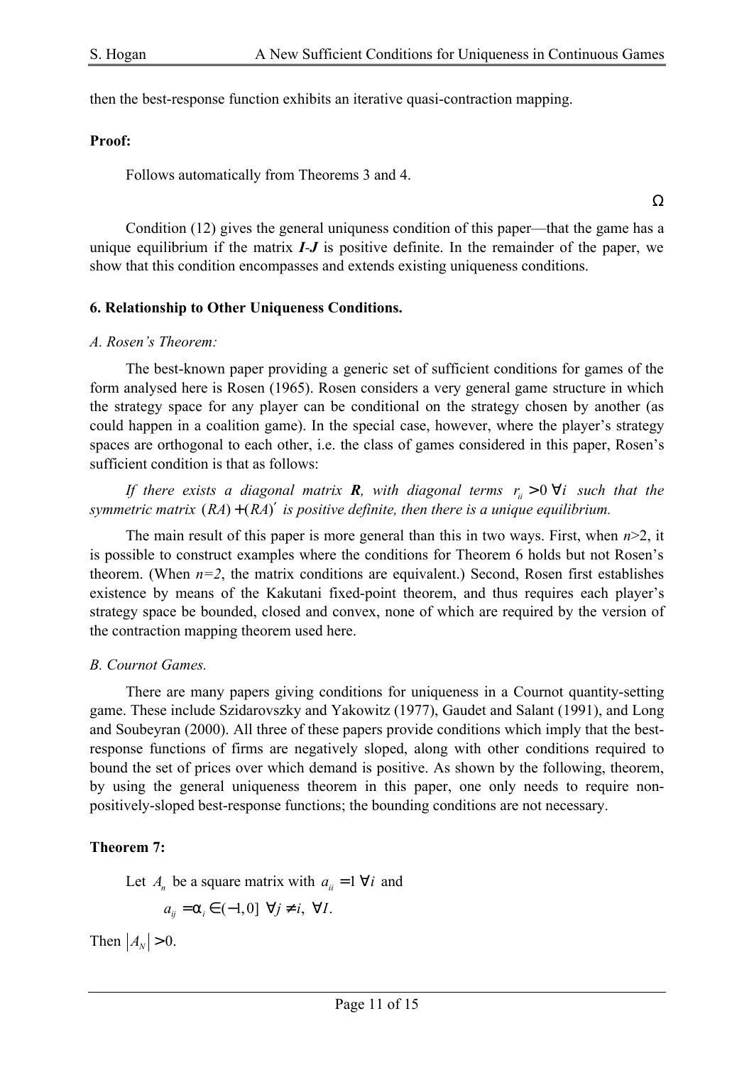then the best-response function exhibits an iterative quasi-contraction mapping.

**Proof:**

Follows automatically from Theorems 3 and 4.

Ω

Condition (12) gives the general uniquness condition of this paper—that the game has a unique equilibrium if the matrix ***I-J*** is positive definite. In the remainder of the paper, we show that this condition encompasses and extends existing uniqueness conditions.

### 6. Relationship to Other Uniqueness Conditions.

*A. Rosen's Theorem:*

The best-known paper providing a generic set of sufficient conditions for games of the form analysed here is Rosen (1965). Rosen considers a very general game structure in which the strategy space for any player can be conditional on the strategy chosen by another (as could happen in a coalition game). In the special case, however, where the player's strategy spaces are orthogonal to each other, i.e. the class of games considered in this paper, Rosen's sufficient condition is that as follows:

*If there exists a diagonal matrix **R**, with diagonal terms $r_{ii} > 0\ \forall i$ such that the symmetric matrix $(RA) + (RA)'$ is positive definite, then there is a unique equilibrium.*

The main result of this paper is more general than this in two ways. First, when $n$>2, it is possible to construct examples where the conditions for Theorem 6 holds but not Rosen's theorem. (When $n=2$, the matrix conditions are equivalent.) Second, Rosen first establishes existence by means of the Kakutani fixed-point theorem, and thus requires each player's strategy space be bounded, closed and convex, none of which are required by the version of the contraction mapping theorem used here.

*B. Cournot Games.*

There are many papers giving conditions for uniqueness in a Cournot quantity-setting game. These include Szidarovszky and Yakowitz (1977), Gaudet and Salant (1991), and Long and Soubeyran (2000). All three of these papers provide conditions which imply that the best-response functions of firms are negatively sloped, along with other conditions required to bound the set of prices over which demand is positive. As shown by the following, theorem, by using the general uniqueness theorem in this paper, one only needs to require non-positively-sloped best-response functions; the bounding conditions are not necessary.

**Theorem 7:**

Let $A_n$ be a square matrix with $a_{ii} = 1\ \forall i$ and

$$a_{ij} = \alpha_i \in (-1, 0]\ \ \forall j \neq i,\ \ \forall I.$$

Then $|A_N| > 0$.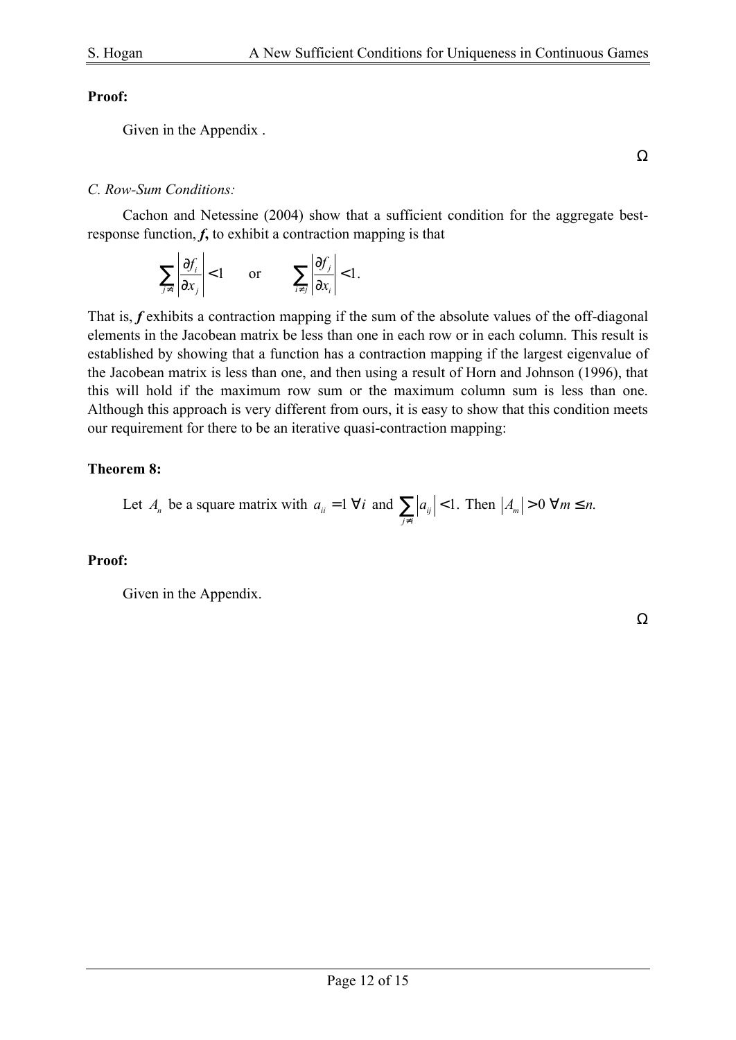**Proof:**

Given in the Appendix .

Ω

*C. Row-Sum Conditions:*

Cachon and Netessine (2004) show that a sufficient condition for the aggregate best-response function, ***f*****,** to exhibit a contraction mapping is that

$$\sum_{j\neq i}\left|\frac{\partial f_i}{\partial x_j}\right|<1 \qquad \text{or} \qquad \sum_{i\neq j}\left|\frac{\partial f_j}{\partial x_i}\right|<1.$$

That is, ***f*** exhibits a contraction mapping if the sum of the absolute values of the off-diagonal elements in the Jacobean matrix be less than one in each row or in each column. This result is established by showing that a function has a contraction mapping if the largest eigenvalue of the Jacobean matrix is less than one, and then using a result of Horn and Johnson (1996), that this will hold if the maximum row sum or the maximum column sum is less than one. Although this approach is very different from ours, it is easy to show that this condition meets our requirement for there to be an iterative quasi-contraction mapping:

**Theorem 8:**

Let $A_n$ be a square matrix with $a_{ii}=1\ \forall i$ and $\sum_{j\neq i}\left|a_{ij}\right|<1$. Then $\left|A_m\right|>0\ \forall m\leq n$.

**Proof:**

Given in the Appendix.

Ω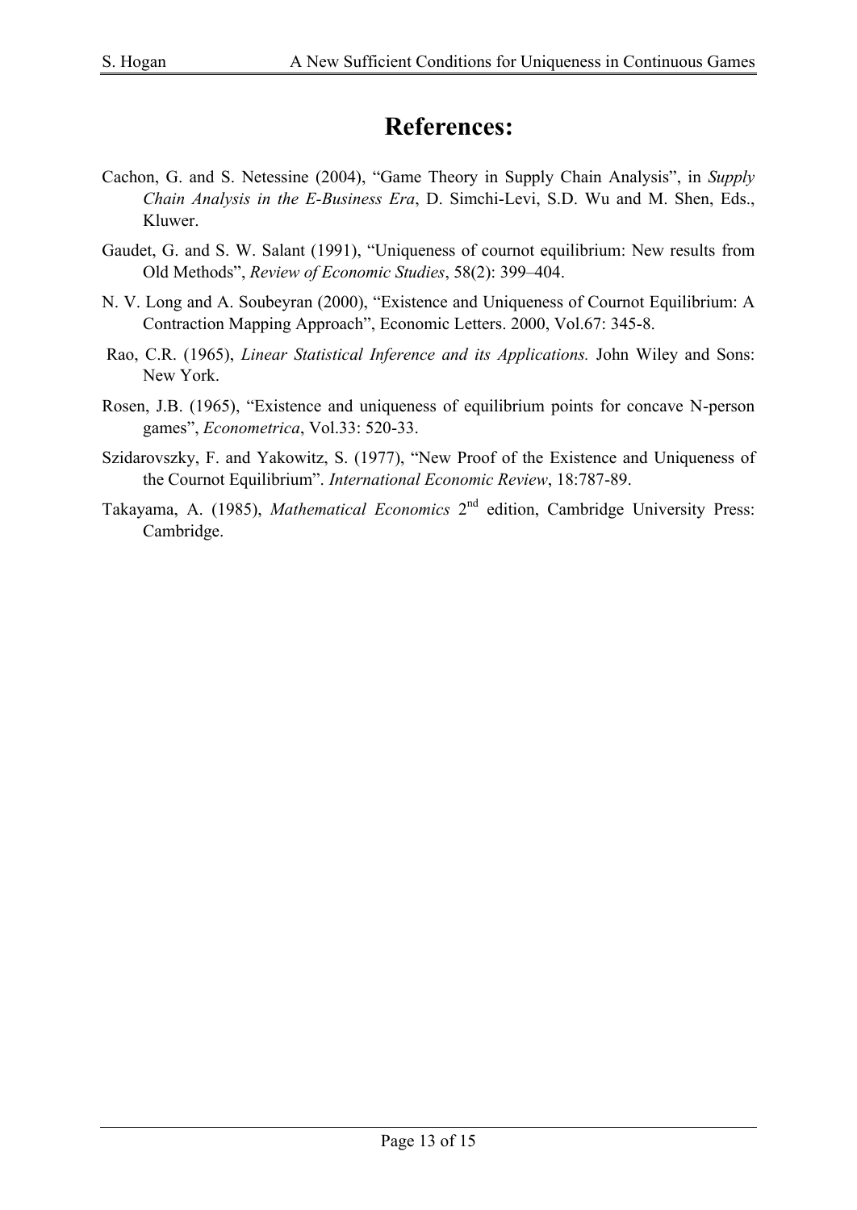# References:

Cachon, G. and S. Netessine (2004), "Game Theory in Supply Chain Analysis", in *Supply Chain Analysis in the E-Business Era*, D. Simchi-Levi, S.D. Wu and M. Shen, Eds., Kluwer.

Gaudet, G. and S. W. Salant (1991), "Uniqueness of cournot equilibrium: New results from Old Methods", *Review of Economic Studies*, 58(2): 399–404.

N. V. Long and A. Soubeyran (2000), "Existence and Uniqueness of Cournot Equilibrium: A Contraction Mapping Approach", Economic Letters. 2000, Vol.67: 345-8.

Rao, C.R. (1965), *Linear Statistical Inference and its Applications.* John Wiley and Sons: New York.

Rosen, J.B. (1965), "Existence and uniqueness of equilibrium points for concave N-person games", *Econometrica*, Vol.33: 520-33.

Szidarovszky, F. and Yakowitz, S. (1977), "New Proof of the Existence and Uniqueness of the Cournot Equilibrium". *International Economic Review*, 18:787-89.

Takayama, A. (1985), *Mathematical Economics* 2nd edition, Cambridge University Press: Cambridge.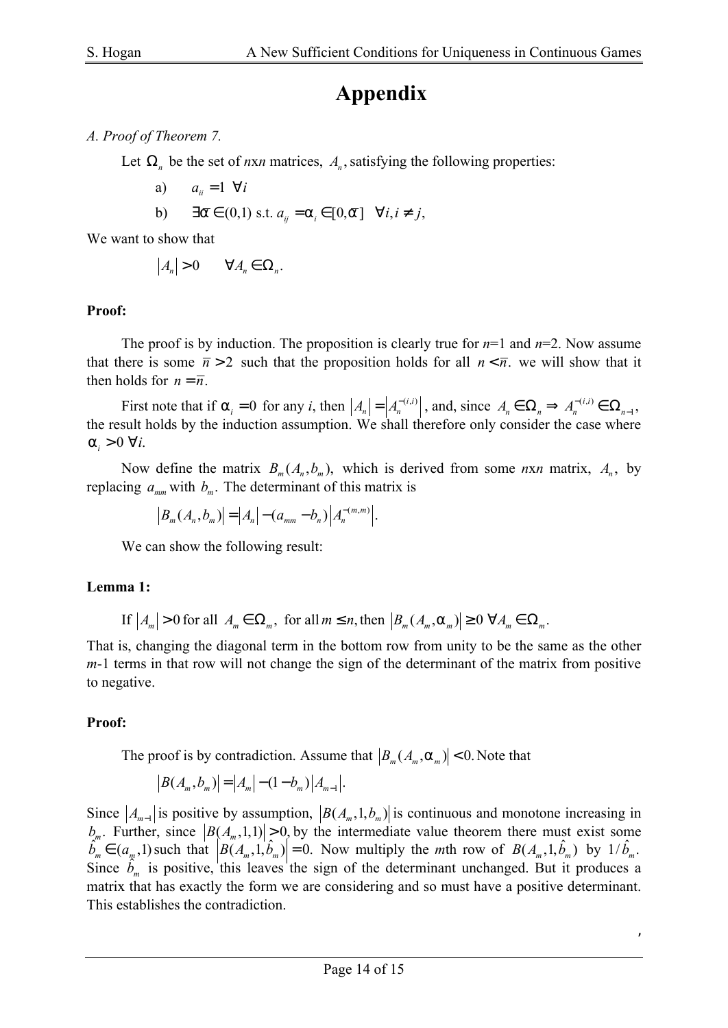# Appendix

*A. Proof of Theorem 7.*

Let $\Omega_n$ be the set of *n*x*n* matrices, $A_n$, satisfying the following properties:

a) $a_{ii} = 1 \;\; \forall i$

b) $\exists \bar{\alpha} \in (0,1)$ s.t. $a_{ij} = \alpha_i \in [0, \bar{\alpha}] \;\; \forall i, i \neq j$,

We want to show that

$$\left|A_n\right| > 0 \qquad \forall A_n \in \Omega_n.$$

**Proof:**

The proof is by induction. The proposition is clearly true for *n*=1 and *n*=2. Now assume that there is some $\bar{n} > 2$ such that the proposition holds for all $n < \bar{n}$. we will show that it then holds for $n = \bar{n}$.

First note that if $\alpha_i = 0$ for any *i*, then $\left|A_n\right| = \left|A_n^{-(i,i)}\right|$, and, since $A_n \in \Omega_n \Rightarrow A_n^{-(i,i)} \in \Omega_{n-1}$, the result holds by the induction assumption. We shall therefore only consider the case where $\alpha_i > 0 \;\forall i$.

Now define the matrix $B_m(A_n, b_m)$, which is derived from some *n*x*n* matrix, $A_n$, by replacing $a_{mm}$ with $b_m$. The determinant of this matrix is

$$\left|B_m(A_n, b_m)\right| = \left|A_n\right| - (a_{mm} - b_n)\left|A_n^{-(m,m)}\right|.$$

We can show the following result:

**Lemma 1:**

If $\left|A_m\right| > 0$ for all $A_m \in \Omega_m$, for all $m \leq n$, then $\left|B_m(A_m, \alpha_m)\right| \geq 0 \;\forall A_m \in \Omega_m$.

That is, changing the diagonal term in the bottom row from unity to be the same as the other *m*-1 terms in that row will not change the sign of the determinant of the matrix from positive to negative.

**Proof:**

The proof is by contradiction. Assume that $\left|B_m(A_m, \alpha_m)\right| < 0$. Note that

$$\left|B(A_m, b_m)\right| = \left|A_m\right| - (1 - b_m)\left|A_{m-1}\right|.$$

Since $\left|A_{m-1}\right|$ is positive by assumption, $\left|B(A_m, 1, b_m)\right|$ is continuous and monotone increasing in $b_m$. Further, since $\left|B(A_m, 1, 1)\right| > 0$, by the intermediate value theorem there must exist some $\hat{b}_m \in (a_m, 1)$ such that $\left|B(A_m, 1, \hat{b}_m)\right| = 0$. Now multiply the *m*th row of $B(A_m, 1, \hat{b}_m)$ by $1/\hat{b}_m$. Since $\hat{b}_m$ is positive, this leaves the sign of the determinant unchanged. But it produces a matrix that has exactly the form we are considering and so must have a positive determinant. This establishes the contradiction.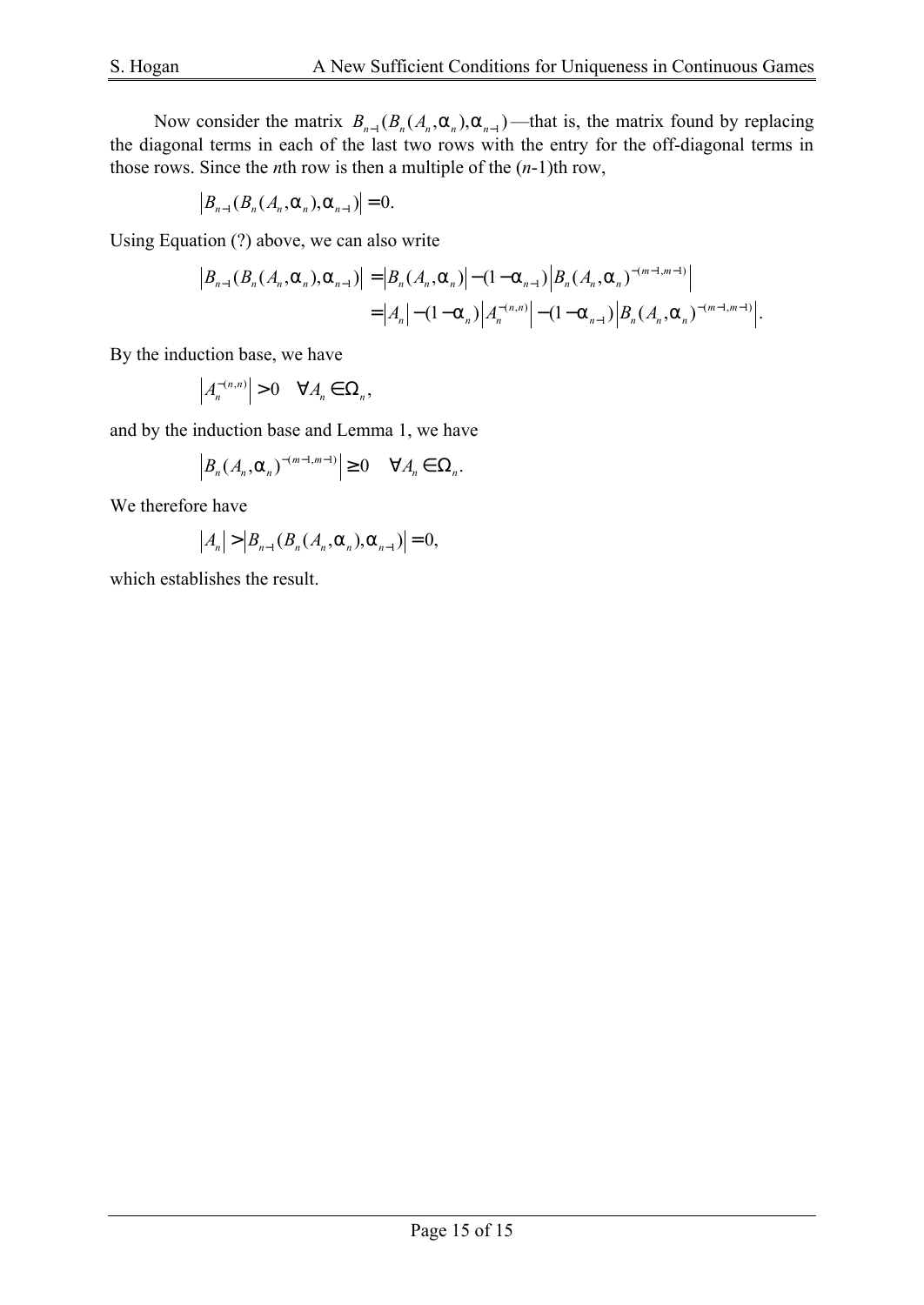Now consider the matrix $B_{n-1}(B_n(A_n,\alpha_n),\alpha_{n-1})$—that is, the matrix found by replacing the diagonal terms in each of the last two rows with the entry for the off-diagonal terms in those rows. Since the *n*th row is then a multiple of the (*n*-1)th row,

$$\left|B_{n-1}(B_n(A_n,\alpha_n),\alpha_{n-1})\right| = 0.$$

Using Equation (?) above, we can also write

$$\begin{aligned}\left|B_{n-1}(B_n(A_n,\alpha_n),\alpha_{n-1})\right| &= \left|B_n(A_n,\alpha_n)\right| - (1-\alpha_{n-1})\left|B_n(A_n,\alpha_n)^{-(m-1,m-1)}\right| \\ &= \left|A_n\right| - (1-\alpha_n)\left|A_n^{-(n,n)}\right| - (1-\alpha_{n-1})\left|B_n(A_n,\alpha_n)^{-(m-1,m-1)}\right|.\end{aligned}$$

By the induction base, we have

$$\left|A_n^{-(n,n)}\right| > 0 \quad \forall A_n \in \Omega_n,$$

and by the induction base and Lemma 1, we have

$$\left|B_n(A_n,\alpha_n)^{-(m-1,m-1)}\right| \geq 0 \quad \forall A_n \in \Omega_n.$$

We therefore have

$$\left|A_n\right| > \left|B_{n-1}(B_n(A_n,\alpha_n),\alpha_{n-1})\right| = 0,$$

which establishes the result.